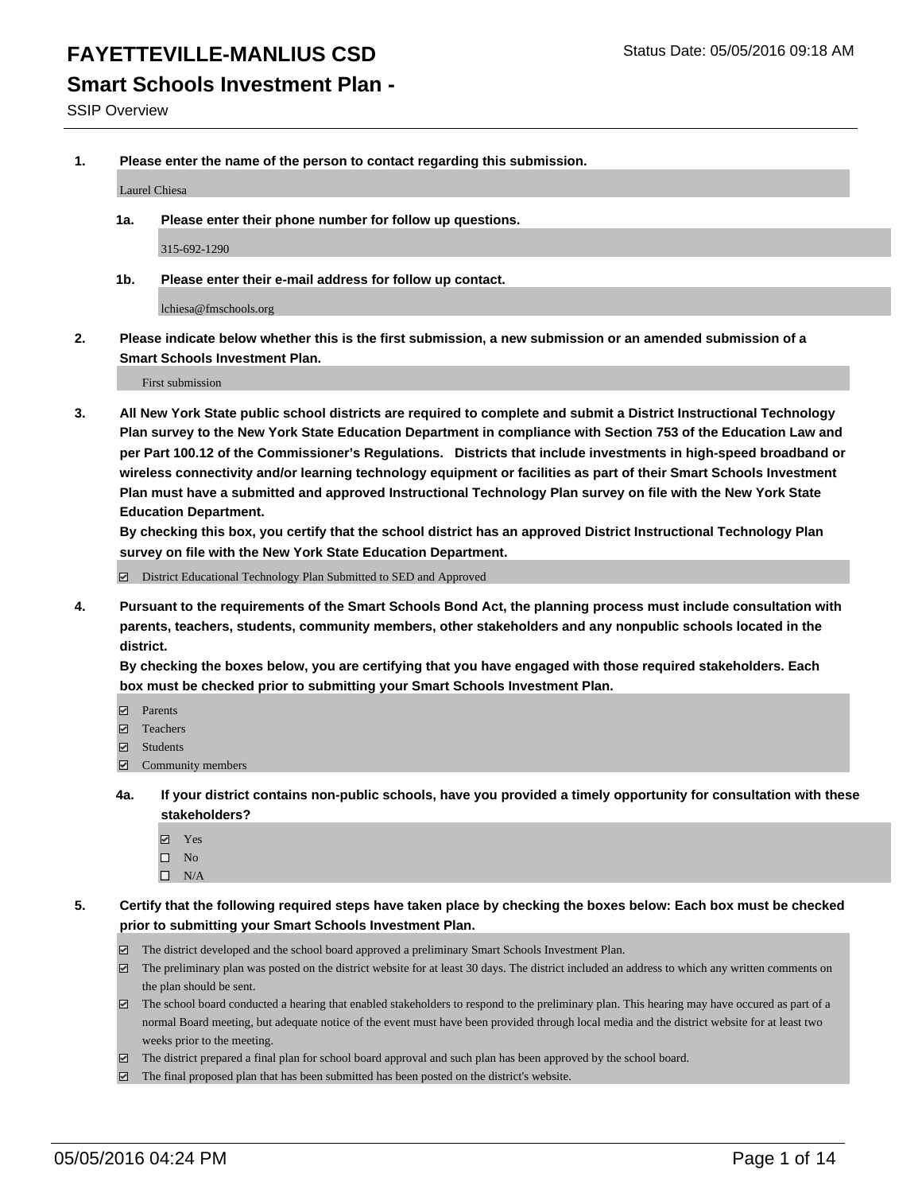# FAYETTEVILLE-MANLIUS CSD

Status Date: 05/05/2016 09:18 AM

## Smart Schools Investment Plan -

SSIP Overview

**1. Please enter the name of the person to contact regarding this submission.**

Laurel Chiesa

**1a. Please enter their phone number for follow up questions.**

315-692-1290

**1b. Please enter their e-mail address for follow up contact.**

lchiesa@fmschools.org

**2. Please indicate below whether this is the first submission, a new submission or an amended submission of a Smart Schools Investment Plan.**

First submission

**3. All New York State public school districts are required to complete and submit a District Instructional Technology Plan survey to the New York State Education Department in compliance with Section 753 of the Education Law and per Part 100.12 of the Commissioner's Regulations. Districts that include investments in high-speed broadband or wireless connectivity and/or learning technology equipment or facilities as part of their Smart Schools Investment Plan must have a submitted and approved Instructional Technology Plan survey on file with the New York State Education Department.**
**By checking this box, you certify that the school district has an approved District Instructional Technology Plan survey on file with the New York State Education Department.**

- [x] District Educational Technology Plan Submitted to SED and Approved

**4. Pursuant to the requirements of the Smart Schools Bond Act, the planning process must include consultation with parents, teachers, students, community members, other stakeholders and any nonpublic schools located in the district.**
**By checking the boxes below, you are certifying that you have engaged with those required stakeholders. Each box must be checked prior to submitting your Smart Schools Investment Plan.**

- [x] Parents
- [x] Teachers
- [x] Students
- [x] Community members

**4a. If your district contains non-public schools, have you provided a timely opportunity for consultation with these stakeholders?**

- [x] Yes
- [ ] No
- [ ] N/A

**5. Certify that the following required steps have taken place by checking the boxes below: Each box must be checked prior to submitting your Smart Schools Investment Plan.**

- [x] The district developed and the school board approved a preliminary Smart Schools Investment Plan.
- [x] The preliminary plan was posted on the district website for at least 30 days. The district included an address to which any written comments on the plan should be sent.
- [x] The school board conducted a hearing that enabled stakeholders to respond to the preliminary plan. This hearing may have occured as part of a normal Board meeting, but adequate notice of the event must have been provided through local media and the district website for at least two weeks prior to the meeting.
- [x] The district prepared a final plan for school board approval and such plan has been approved by the school board.
- [x] The final proposed plan that has been submitted has been posted on the district's website.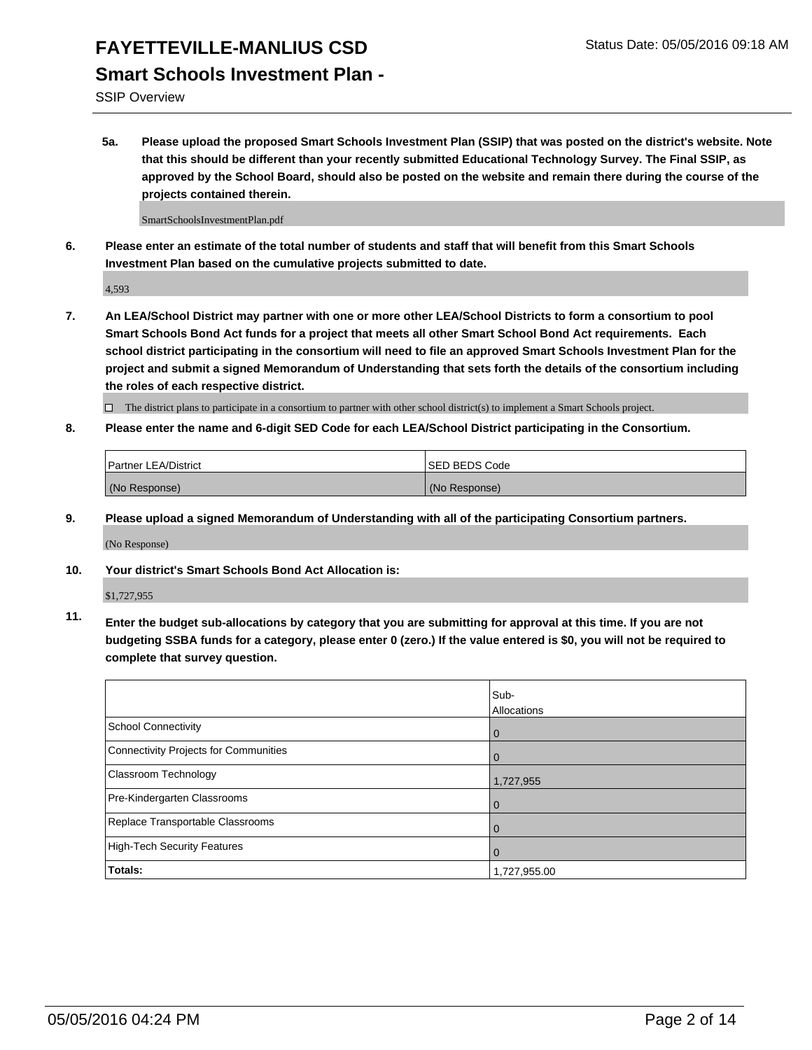# FAYETTEVILLE-MANLIUS CSD

Status Date: 05/05/2016 09:18 AM

## Smart Schools Investment Plan -

SSIP Overview

**5a. Please upload the proposed Smart Schools Investment Plan (SSIP) that was posted on the district's website. Note that this should be different than your recently submitted Educational Technology Survey. The Final SSIP, as approved by the School Board, should also be posted on the website and remain there during the course of the projects contained therein.**

SmartSchoolsInvestmentPlan.pdf

**6. Please enter an estimate of the total number of students and staff that will benefit from this Smart Schools Investment Plan based on the cumulative projects submitted to date.**

4,593

**7. An LEA/School District may partner with one or more other LEA/School Districts to form a consortium to pool Smart Schools Bond Act funds for a project that meets all other Smart School Bond Act requirements. Each school district participating in the consortium will need to file an approved Smart Schools Investment Plan for the project and submit a signed Memorandum of Understanding that sets forth the details of the consortium including the roles of each respective district.**

☐ The district plans to participate in a consortium to partner with other school district(s) to implement a Smart Schools project.

**8. Please enter the name and 6-digit SED Code for each LEA/School District participating in the Consortium.**

| Partner LEA/District | SED BEDS Code |
|---|---|
| (No Response) | (No Response) |

**9. Please upload a signed Memorandum of Understanding with all of the participating Consortium partners.**

(No Response)

**10. Your district's Smart Schools Bond Act Allocation is:**

$1,727,955

**11. Enter the budget sub-allocations by category that you are submitting for approval at this time. If you are not budgeting SSBA funds for a category, please enter 0 (zero.) If the value entered is $0, you will not be required to complete that survey question.**

| | Sub-Allocations |
|---|---|
| School Connectivity | 0 |
| Connectivity Projects for Communities | 0 |
| Classroom Technology | 1,727,955 |
| Pre-Kindergarten Classrooms | 0 |
| Replace Transportable Classrooms | 0 |
| High-Tech Security Features | 0 |
| **Totals:** | 1,727,955.00 |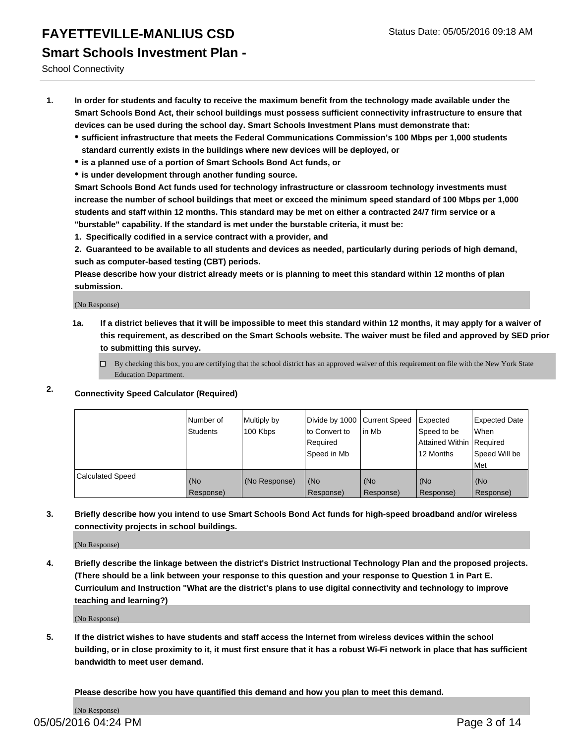# FAYETTEVILLE-MANLIUS CSD

Status Date: 05/05/2016 09:18 AM

## Smart Schools Investment Plan -

School Connectivity

1. **In order for students and faculty to receive the maximum benefit from the technology made available under the Smart Schools Bond Act, their school buildings must possess sufficient connectivity infrastructure to ensure that devices can be used during the school day. Smart Schools Investment Plans must demonstrate that:**
   - **sufficient infrastructure that meets the Federal Communications Commission's 100 Mbps per 1,000 students standard currently exists in the buildings where new devices will be deployed, or**
   - **is a planned use of a portion of Smart Schools Bond Act funds, or**
   - **is under development through another funding source.**

   **Smart Schools Bond Act funds used for technology infrastructure or classroom technology investments must increase the number of school buildings that meet or exceed the minimum speed standard of 100 Mbps per 1,000 students and staff within 12 months. This standard may be met on either a contracted 24/7 firm service or a "burstable" capability. If the standard is met under the burstable criteria, it must be:**

   **1. Specifically codified in a service contract with a provider, and**

   **2. Guaranteed to be available to all students and devices as needed, particularly during periods of high demand, such as computer-based testing (CBT) periods.**

   **Please describe how your district already meets or is planning to meet this standard within 12 months of plan submission.**

   (No Response)

   **1a. If a district believes that it will be impossible to meet this standard within 12 months, it may apply for a waiver of this requirement, as described on the Smart Schools website. The waiver must be filed and approved by SED prior to submitting this survey.**

   ☐ By checking this box, you are certifying that the school district has an approved waiver of this requirement on file with the New York State Education Department.

2. **Connectivity Speed Calculator (Required)**

| | Number of Students | Multiply by 100 Kbps | Divide by 1000 to Convert to Required Speed in Mb | Current Speed in Mb | Expected Speed to be Attained Within 12 Months | Expected Date When Required Speed Will be Met |
|---|---|---|---|---|---|---|
| Calculated Speed | (No Response) | (No Response) | (No Response) | (No Response) | (No Response) | (No Response) |

3. **Briefly describe how you intend to use Smart Schools Bond Act funds for high-speed broadband and/or wireless connectivity projects in school buildings.**

   (No Response)

4. **Briefly describe the linkage between the district's District Instructional Technology Plan and the proposed projects. (There should be a link between your response to this question and your response to Question 1 in Part E. Curriculum and Instruction "What are the district's plans to use digital connectivity and technology to improve teaching and learning?)**

   (No Response)

5. **If the district wishes to have students and staff access the Internet from wireless devices within the school building, or in close proximity to it, it must first ensure that it has a robust Wi-Fi network in place that has sufficient bandwidth to meet user demand.**

   **Please describe how you have quantified this demand and how you plan to meet this demand.**

   (No Response)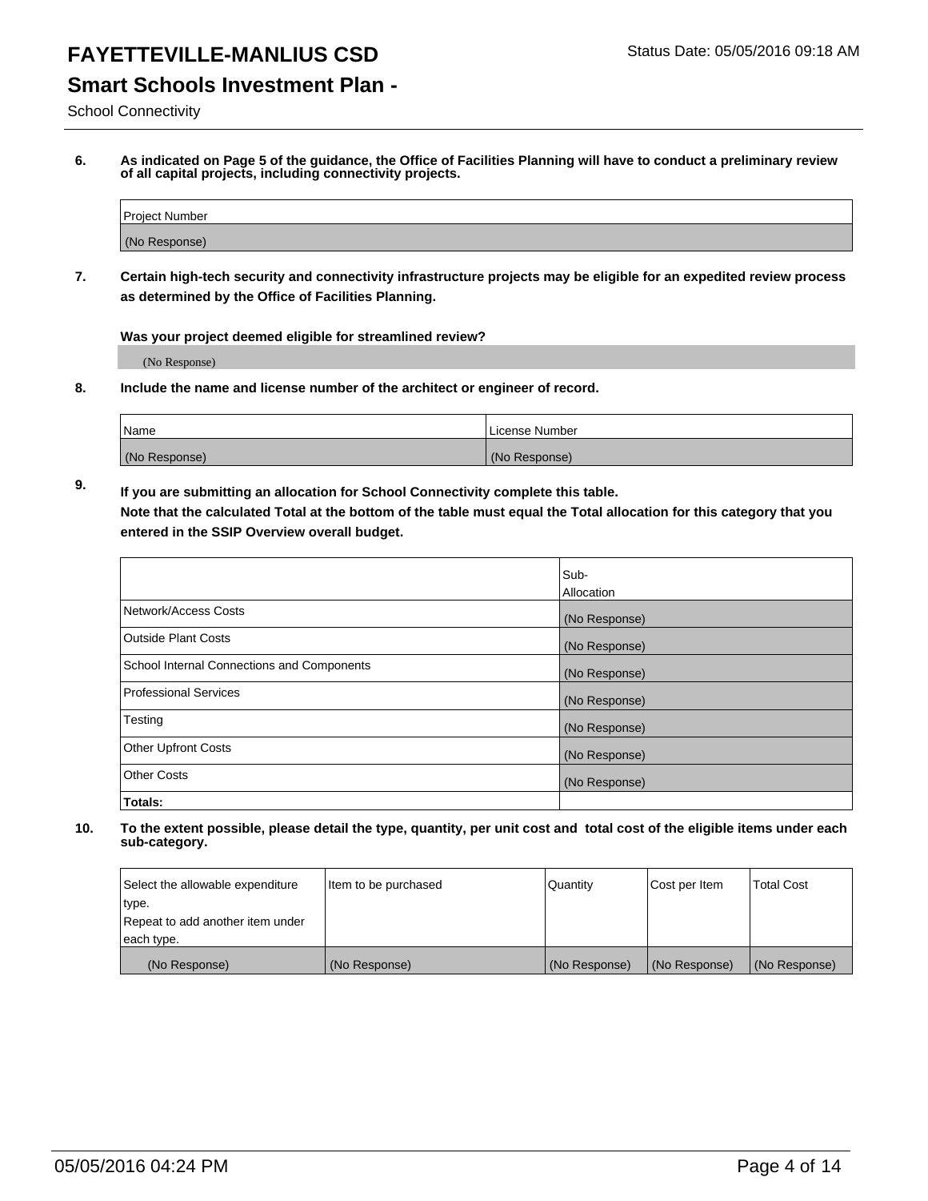# FAYETTEVILLE-MANLIUS CSD

Status Date: 05/05/2016 09:18 AM

## Smart Schools Investment Plan -

School Connectivity

**6. As indicated on Page 5 of the guidance, the Office of Facilities Planning will have to conduct a preliminary review of all capital projects, including connectivity projects.**

| Project Number |
|---|
| (No Response) |

**7. Certain high-tech security and connectivity infrastructure projects may be eligible for an expedited review process as determined by the Office of Facilities Planning.**

**Was your project deemed eligible for streamlined review?**

(No Response)

**8. Include the name and license number of the architect or engineer of record.**

| Name | License Number |
|---|---|
| (No Response) | (No Response) |

**9. If you are submitting an allocation for School Connectivity complete this table.**
**Note that the calculated Total at the bottom of the table must equal the Total allocation for this category that you entered in the SSIP Overview overall budget.**

| | Sub-Allocation |
|---|---|
| Network/Access Costs | (No Response) |
| Outside Plant Costs | (No Response) |
| School Internal Connections and Components | (No Response) |
| Professional Services | (No Response) |
| Testing | (No Response) |
| Other Upfront Costs | (No Response) |
| Other Costs | (No Response) |
| **Totals:** | |

**10. To the extent possible, please detail the type, quantity, per unit cost and total cost of the eligible items under each sub-category.**

| Select the allowable expenditure type. Repeat to add another item under each type. | Item to be purchased | Quantity | Cost per Item | Total Cost |
|---|---|---|---|---|
| (No Response) | (No Response) | (No Response) | (No Response) | (No Response) |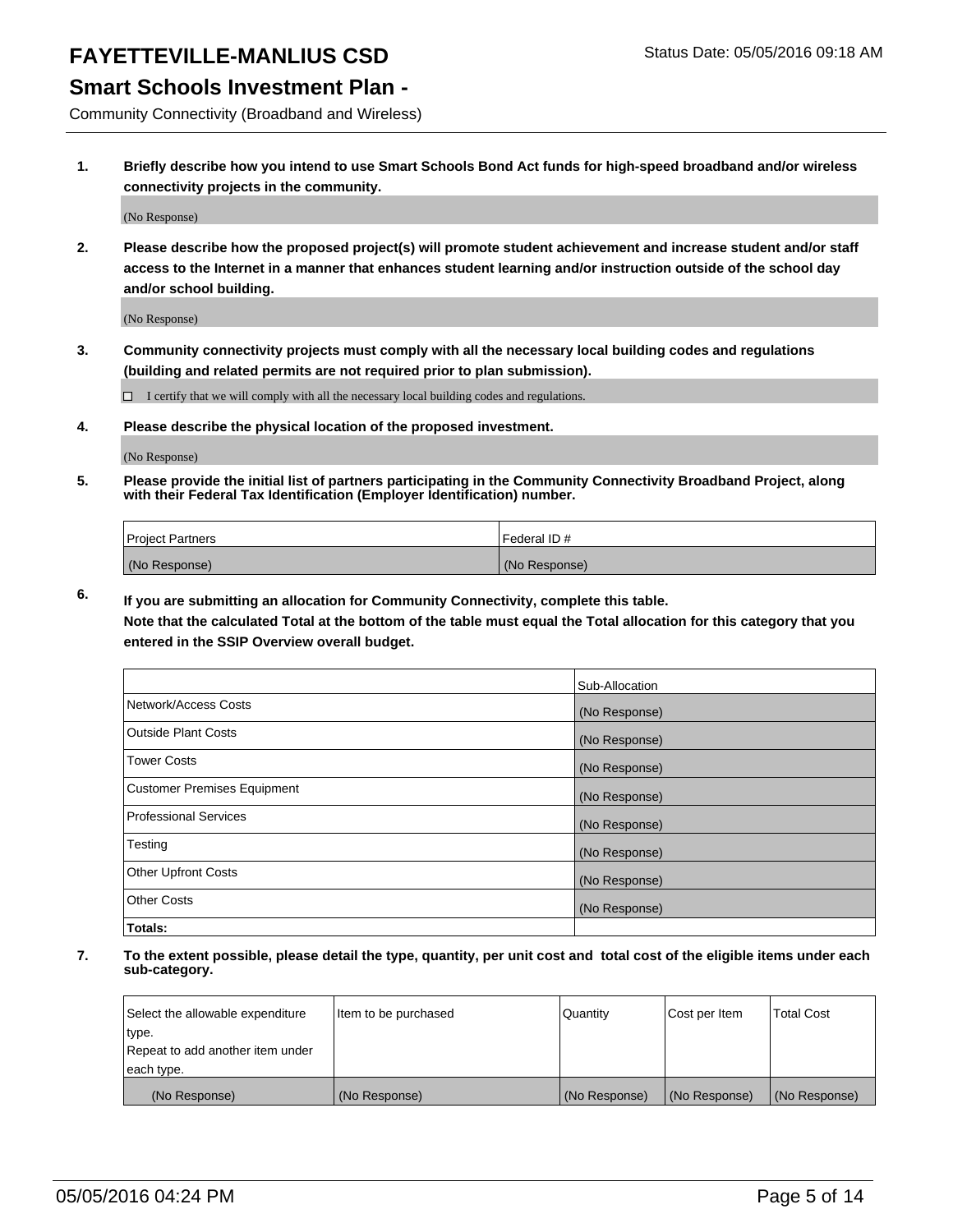# FAYETTEVILLE-MANLIUS CSD

Status Date: 05/05/2016 09:18 AM

## Smart Schools Investment Plan -

Community Connectivity (Broadband and Wireless)

**1. Briefly describe how you intend to use Smart Schools Bond Act funds for high-speed broadband and/or wireless connectivity projects in the community.**

(No Response)

**2. Please describe how the proposed project(s) will promote student achievement and increase student and/or staff access to the Internet in a manner that enhances student learning and/or instruction outside of the school day and/or school building.**

(No Response)

**3. Community connectivity projects must comply with all the necessary local building codes and regulations (building and related permits are not required prior to plan submission).**

☐ I certify that we will comply with all the necessary local building codes and regulations.

**4. Please describe the physical location of the proposed investment.**

(No Response)

**5. Please provide the initial list of partners participating in the Community Connectivity Broadband Project, along with their Federal Tax Identification (Employer Identification) number.**

| Project Partners | Federal ID # |
|---|---|
| (No Response) | (No Response) |

**6. If you are submitting an allocation for Community Connectivity, complete this table. Note that the calculated Total at the bottom of the table must equal the Total allocation for this category that you entered in the SSIP Overview overall budget.**

| | Sub-Allocation |
|---|---|
| Network/Access Costs | (No Response) |
| Outside Plant Costs | (No Response) |
| Tower Costs | (No Response) |
| Customer Premises Equipment | (No Response) |
| Professional Services | (No Response) |
| Testing | (No Response) |
| Other Upfront Costs | (No Response) |
| Other Costs | (No Response) |
| **Totals:** | |

**7. To the extent possible, please detail the type, quantity, per unit cost and total cost of the eligible items under each sub-category.**

| Select the allowable expenditure type. Repeat to add another item under each type. | Item to be purchased | Quantity | Cost per Item | Total Cost |
|---|---|---|---|---|
| (No Response) | (No Response) | (No Response) | (No Response) | (No Response) |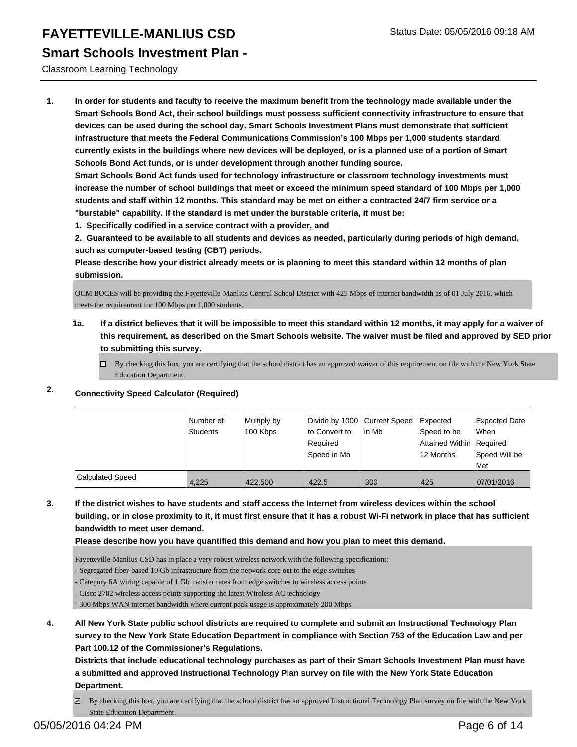# FAYETTEVILLE-MANLIUS CSD

Status Date: 05/05/2016 09:18 AM

## Smart Schools Investment Plan -

Classroom Learning Technology

**1. In order for students and faculty to receive the maximum benefit from the technology made available under the Smart Schools Bond Act, their school buildings must possess sufficient connectivity infrastructure to ensure that devices can be used during the school day. Smart Schools Investment Plans must demonstrate that sufficient infrastructure that meets the Federal Communications Commission's 100 Mbps per 1,000 students standard currently exists in the buildings where new devices will be deployed, or is a planned use of a portion of Smart Schools Bond Act funds, or is under development through another funding source.**

**Smart Schools Bond Act funds used for technology infrastructure or classroom technology investments must increase the number of school buildings that meet or exceed the minimum speed standard of 100 Mbps per 1,000 students and staff within 12 months. This standard may be met on either a contracted 24/7 firm service or a "burstable" capability. If the standard is met under the burstable criteria, it must be:**

**1. Specifically codified in a service contract with a provider, and**

**2. Guaranteed to be available to all students and devices as needed, particularly during periods of high demand, such as computer-based testing (CBT) periods.**

**Please describe how your district already meets or is planning to meet this standard within 12 months of plan submission.**

OCM BOCES will be providing the Fayetteville-Manlius Central School District with 425 Mbps of internet bandwidth as of 01 July 2016, which meets the requirement for 100 Mbps per 1,000 students.

**1a. If a district believes that it will be impossible to meet this standard within 12 months, it may apply for a waiver of this requirement, as described on the Smart Schools website. The waiver must be filed and approved by SED prior to submitting this survey.**

☐ By checking this box, you are certifying that the school district has an approved waiver of this requirement on file with the New York State Education Department.

**2. Connectivity Speed Calculator (Required)**

| | Number of Students | Multiply by 100 Kbps | Divide by 1000 to Convert to Required Speed in Mb | Current Speed in Mb | Expected Speed to be Attained Within 12 Months | Expected Date When Required Speed Will be Met |
|---|---|---|---|---|---|---|
| Calculated Speed | 4,225 | 422,500 | 422.5 | 300 | 425 | 07/01/2016 |

**3. If the district wishes to have students and staff access the Internet from wireless devices within the school building, or in close proximity to it, it must first ensure that it has a robust Wi-Fi network in place that has sufficient bandwidth to meet user demand.**

**Please describe how you have quantified this demand and how you plan to meet this demand.**

Fayetteville-Manlius CSD has in place a very robust wireless network with the following specifications:
- Segregated fiber-based 10 Gb infrastructure from the network core out to the edge switches
- Category 6A wiring capable of 1 Gb transfer rates from edge switches to wireless access points
- Cisco 2702 wireless access points supporting the latest Wireless AC technology
- 300 Mbps WAN internet bandwidth where current peak usage is approximately 200 Mbps

**4. All New York State public school districts are required to complete and submit an Instructional Technology Plan survey to the New York State Education Department in compliance with Section 753 of the Education Law and per Part 100.12 of the Commissioner's Regulations.**

**Districts that include educational technology purchases as part of their Smart Schools Investment Plan must have a submitted and approved Instructional Technology Plan survey on file with the New York State Education Department.**

☑ By checking this box, you are certifying that the school district has an approved Instructional Technology Plan survey on file with the New York State Education Department.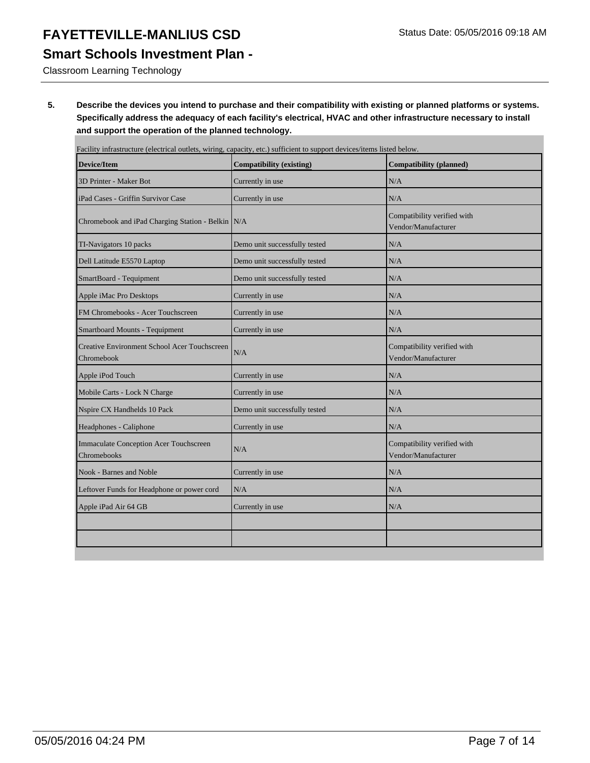# FAYETTEVILLE-MANLIUS CSD

## Smart Schools Investment Plan -

Classroom Learning Technology

**5. Describe the devices you intend to purchase and their compatibility with existing or planned platforms or systems. Specifically address the adequacy of each facility's electrical, HVAC and other infrastructure necessary to install and support the operation of the planned technology.**

Facility infrastructure (electrical outlets, wiring, capacity, etc.) sufficient to support devices/items listed below.

| Device/Item | Compatibility (existing) | Compatibility (planned) |
|---|---|---|
| 3D Printer - Maker Bot | Currently in use | N/A |
| iPad Cases - Griffin Survivor Case | Currently in use | N/A |
| Chromebook and iPad Charging Station - Belkin | N/A | Compatibility verified with Vendor/Manufacturer |
| TI-Navigators 10 packs | Demo unit successfully tested | N/A |
| Dell Latitude E5570 Laptop | Demo unit successfully tested | N/A |
| SmartBoard - Tequipment | Demo unit successfully tested | N/A |
| Apple iMac Pro Desktops | Currently in use | N/A |
| FM Chromebooks - Acer Touchscreen | Currently in use | N/A |
| Smartboard Mounts - Tequipment | Currently in use | N/A |
| Creative Environment School Acer Touchscreen Chromebook | N/A | Compatibility verified with Vendor/Manufacturer |
| Apple iPod Touch | Currently in use | N/A |
| Mobile Carts - Lock N Charge | Currently in use | N/A |
| Nspire CX Handhelds 10 Pack | Demo unit successfully tested | N/A |
| Headphones - Caliphone | Currently in use | N/A |
| Immaculate Conception Acer Touchscreen Chromebooks | N/A | Compatibility verified with Vendor/Manufacturer |
| Nook - Barnes and Noble | Currently in use | N/A |
| Leftover Funds for Headphone or power cord | N/A | N/A |
| Apple iPad Air 64 GB | Currently in use | N/A |
| | | |
| | | |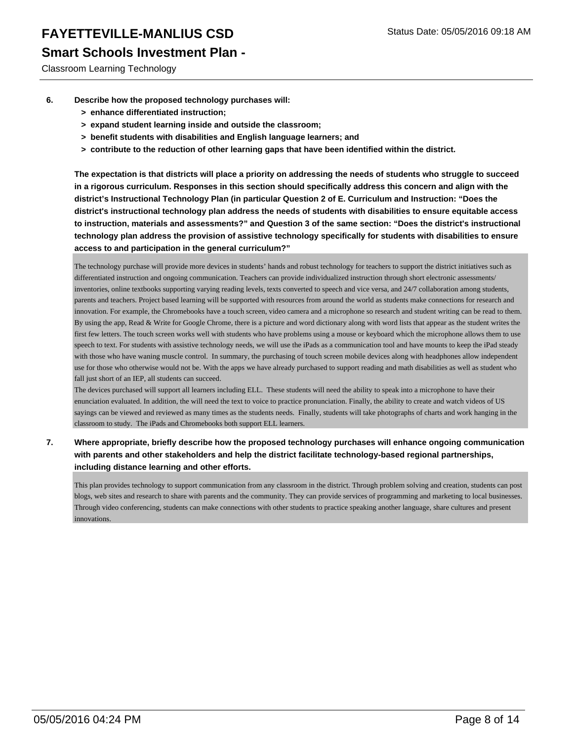6. **Describe how the proposed technology purchases will:**
   - **> enhance differentiated instruction;**
   - **> expand student learning inside and outside the classroom;**
   - **> benefit students with disabilities and English language learners; and**
   - **> contribute to the reduction of other learning gaps that have been identified within the district.**

   **The expectation is that districts will place a priority on addressing the needs of students who struggle to succeed in a rigorous curriculum. Responses in this section should specifically address this concern and align with the district's Instructional Technology Plan (in particular Question 2 of E. Curriculum and Instruction: "Does the district's instructional technology plan address the needs of students with disabilities to ensure equitable access to instruction, materials and assessments?" and Question 3 of the same section: "Does the district's instructional technology plan address the provision of assistive technology specifically for students with disabilities to ensure access to and participation in the general curriculum?"**

   The technology purchase will provide more devices in students' hands and robust technology for teachers to support the district initiatives such as differentiated instruction and ongoing communication. Teachers can provide individualized instruction through short electronic assessments/ inventories, online textbooks supporting varying reading levels, texts converted to speech and vice versa, and 24/7 collaboration among students, parents and teachers. Project based learning will be supported with resources from around the world as students make connections for research and innovation. For example, the Chromebooks have a touch screen, video camera and a microphone so research and student writing can be read to them. By using the app, Read & Write for Google Chrome, there is a picture and word dictionary along with word lists that appear as the student writes the first few letters. The touch screen works well with students who have problems using a mouse or keyboard which the microphone allows them to use speech to text. For students with assistive technology needs, we will use the iPads as a communication tool and have mounts to keep the iPad steady with those who have waning muscle control. In summary, the purchasing of touch screen mobile devices along with headphones allow independent use for those who otherwise would not be. With the apps we have already purchased to support reading and math disabilities as well as student who fall just short of an IEP, all students can succeed.
   The devices purchased will support all learners including ELL. These students will need the ability to speak into a microphone to have their enunciation evaluated. In addition, the will need the text to voice to practice pronunciation. Finally, the ability to create and watch videos of US sayings can be viewed and reviewed as many times as the students needs. Finally, students will take photographs of charts and work hanging in the classroom to study. The iPads and Chromebooks both support ELL learners.

7. **Where appropriate, briefly describe how the proposed technology purchases will enhance ongoing communication with parents and other stakeholders and help the district facilitate technology-based regional partnerships, including distance learning and other efforts.**

   This plan provides technology to support communication from any classroom in the district. Through problem solving and creation, students can post blogs, web sites and research to share with parents and the community. They can provide services of programming and marketing to local businesses. Through video conferencing, students can make connections with other students to practice speaking another language, share cultures and present innovations.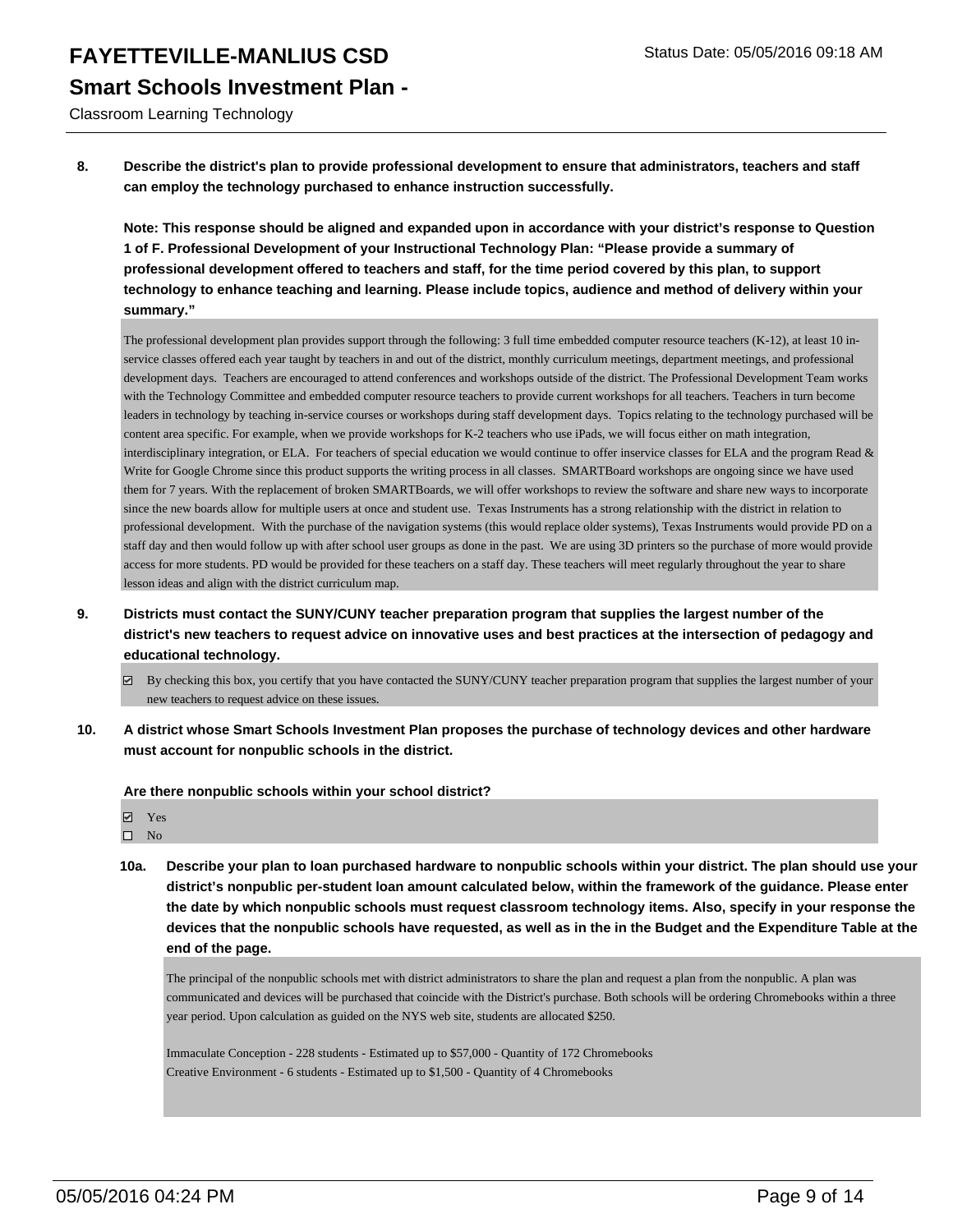**8. Describe the district's plan to provide professional development to ensure that administrators, teachers and staff can employ the technology purchased to enhance instruction successfully.**

**Note: This response should be aligned and expanded upon in accordance with your district's response to Question 1 of F. Professional Development of your Instructional Technology Plan: "Please provide a summary of professional development offered to teachers and staff, for the time period covered by this plan, to support technology to enhance teaching and learning. Please include topics, audience and method of delivery within your summary."**

The professional development plan provides support through the following: 3 full time embedded computer resource teachers (K-12), at least 10 in-service classes offered each year taught by teachers in and out of the district, monthly curriculum meetings, department meetings, and professional development days. Teachers are encouraged to attend conferences and workshops outside of the district. The Professional Development Team works with the Technology Committee and embedded computer resource teachers to provide current workshops for all teachers. Teachers in turn become leaders in technology by teaching in-service courses or workshops during staff development days. Topics relating to the technology purchased will be content area specific. For example, when we provide workshops for K-2 teachers who use iPads, we will focus either on math integration, interdisciplinary integration, or ELA. For teachers of special education we would continue to offer inservice classes for ELA and the program Read & Write for Google Chrome since this product supports the writing process in all classes. SMARTBoard workshops are ongoing since we have used them for 7 years. With the replacement of broken SMARTBoards, we will offer workshops to review the software and share new ways to incorporate since the new boards allow for multiple users at once and student use. Texas Instruments has a strong relationship with the district in relation to professional development. With the purchase of the navigation systems (this would replace older systems), Texas Instruments would provide PD on a staff day and then would follow up with after school user groups as done in the past. We are using 3D printers so the purchase of more would provide access for more students. PD would be provided for these teachers on a staff day. These teachers will meet regularly throughout the year to share lesson ideas and align with the district curriculum map.

**9. Districts must contact the SUNY/CUNY teacher preparation program that supplies the largest number of the district's new teachers to request advice on innovative uses and best practices at the intersection of pedagogy and educational technology.**

☑ By checking this box, you certify that you have contacted the SUNY/CUNY teacher preparation program that supplies the largest number of your new teachers to request advice on these issues.

**10. A district whose Smart Schools Investment Plan proposes the purchase of technology devices and other hardware must account for nonpublic schools in the district.**

**Are there nonpublic schools within your school district?**

☑ Yes
☐ No

**10a. Describe your plan to loan purchased hardware to nonpublic schools within your district. The plan should use your district's nonpublic per-student loan amount calculated below, within the framework of the guidance. Please enter the date by which nonpublic schools must request classroom technology items. Also, specify in your response the devices that the nonpublic schools have requested, as well as in the in the Budget and the Expenditure Table at the end of the page.**

The principal of the nonpublic schools met with district administrators to share the plan and request a plan from the nonpublic. A plan was communicated and devices will be purchased that coincide with the District's purchase. Both schools will be ordering Chromebooks within a three year period. Upon calculation as guided on the NYS web site, students are allocated $250.

Immaculate Conception - 228 students - Estimated up to $57,000 - Quantity of 172 Chromebooks
Creative Environment - 6 students - Estimated up to $1,500 - Quantity of 4 Chromebooks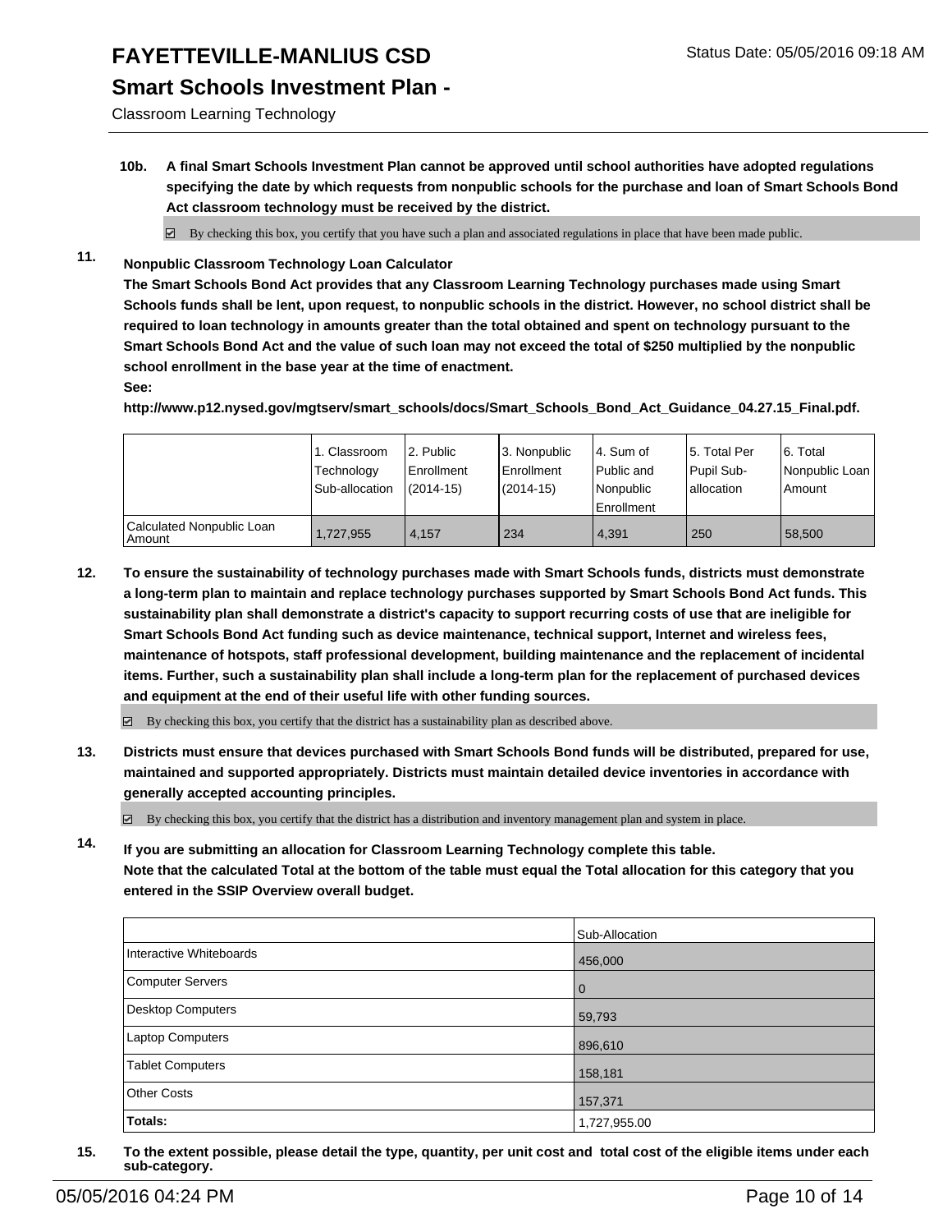**10b. A final Smart Schools Investment Plan cannot be approved until school authorities have adopted regulations specifying the date by which requests from nonpublic schools for the purchase and loan of Smart Schools Bond Act classroom technology must be received by the district.**

☑ By checking this box, you certify that you have such a plan and associated regulations in place that have been made public.

**11. Nonpublic Classroom Technology Loan Calculator**

**The Smart Schools Bond Act provides that any Classroom Learning Technology purchases made using Smart Schools funds shall be lent, upon request, to nonpublic schools in the district. However, no school district shall be required to loan technology in amounts greater than the total obtained and spent on technology pursuant to the Smart Schools Bond Act and the value of such loan may not exceed the total of $250 multiplied by the nonpublic school enrollment in the base year at the time of enactment.**

**See:**

**http://www.p12.nysed.gov/mgtserv/smart_schools/docs/Smart_Schools_Bond_Act_Guidance_04.27.15_Final.pdf.**

| | 1. Classroom Technology Sub-allocation | 2. Public Enrollment (2014-15) | 3. Nonpublic Enrollment (2014-15) | 4. Sum of Public and Nonpublic Enrollment | 5. Total Per Pupil Sub-allocation | 6. Total Nonpublic Loan Amount |
|---|---|---|---|---|---|---|
| Calculated Nonpublic Loan Amount | 1,727,955 | 4,157 | 234 | 4,391 | 250 | 58,500 |

**12. To ensure the sustainability of technology purchases made with Smart Schools funds, districts must demonstrate a long-term plan to maintain and replace technology purchases supported by Smart Schools Bond Act funds. This sustainability plan shall demonstrate a district's capacity to support recurring costs of use that are ineligible for Smart Schools Bond Act funding such as device maintenance, technical support, Internet and wireless fees, maintenance of hotspots, staff professional development, building maintenance and the replacement of incidental items. Further, such a sustainability plan shall include a long-term plan for the replacement of purchased devices and equipment at the end of their useful life with other funding sources.**

☑ By checking this box, you certify that the district has a sustainability plan as described above.

**13. Districts must ensure that devices purchased with Smart Schools Bond funds will be distributed, prepared for use, maintained and supported appropriately. Districts must maintain detailed device inventories in accordance with generally accepted accounting principles.**

☑ By checking this box, you certify that the district has a distribution and inventory management plan and system in place.

**14. If you are submitting an allocation for Classroom Learning Technology complete this table. Note that the calculated Total at the bottom of the table must equal the Total allocation for this category that you entered in the SSIP Overview overall budget.**

| | Sub-Allocation |
|---|---|
| Interactive Whiteboards | 456,000 |
| Computer Servers | 0 |
| Desktop Computers | 59,793 |
| Laptop Computers | 896,610 |
| Tablet Computers | 158,181 |
| Other Costs | 157,371 |
| **Totals:** | 1,727,955.00 |

**15. To the extent possible, please detail the type, quantity, per unit cost and total cost of the eligible items under each sub-category.**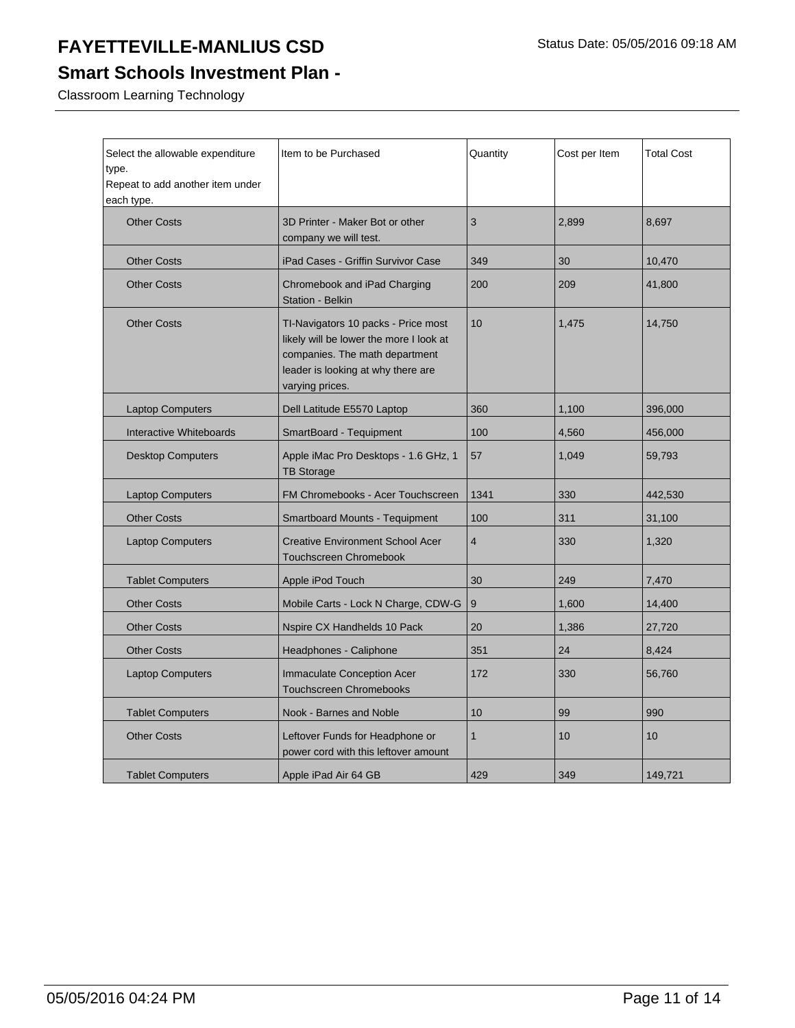# FAYETTEVILLE-MANLIUS CSD

Status Date: 05/05/2016 09:18 AM

## Smart Schools Investment Plan -

Classroom Learning Technology

| Select the allowable expenditure type. Repeat to add another item under each type. | Item to be Purchased | Quantity | Cost per Item | Total Cost |
|---|---|---|---|---|
| Other Costs | 3D Printer - Maker Bot or other company we will test. | 3 | 2,899 | 8,697 |
| Other Costs | iPad Cases - Griffin Survivor Case | 349 | 30 | 10,470 |
| Other Costs | Chromebook and iPad Charging Station - Belkin | 200 | 209 | 41,800 |
| Other Costs | TI-Navigators 10 packs - Price most likely will be lower the more I look at companies. The math department leader is looking at why there are varying prices. | 10 | 1,475 | 14,750 |
| Laptop Computers | Dell Latitude E5570 Laptop | 360 | 1,100 | 396,000 |
| Interactive Whiteboards | SmartBoard - Tequipment | 100 | 4,560 | 456,000 |
| Desktop Computers | Apple iMac Pro Desktops - 1.6 GHz, 1 TB Storage | 57 | 1,049 | 59,793 |
| Laptop Computers | FM Chromebooks - Acer Touchscreen | 1341 | 330 | 442,530 |
| Other Costs | Smartboard Mounts - Tequipment | 100 | 311 | 31,100 |
| Laptop Computers | Creative Environment School Acer Touchscreen Chromebook | 4 | 330 | 1,320 |
| Tablet Computers | Apple iPod Touch | 30 | 249 | 7,470 |
| Other Costs | Mobile Carts - Lock N Charge, CDW-G | 9 | 1,600 | 14,400 |
| Other Costs | Nspire CX Handhelds 10 Pack | 20 | 1,386 | 27,720 |
| Other Costs | Headphones - Caliphone | 351 | 24 | 8,424 |
| Laptop Computers | Immaculate Conception Acer Touchscreen Chromebooks | 172 | 330 | 56,760 |
| Tablet Computers | Nook - Barnes and Noble | 10 | 99 | 990 |
| Other Costs | Leftover Funds for Headphone or power cord with this leftover amount | 1 | 10 | 10 |
| Tablet Computers | Apple iPad Air 64 GB | 429 | 349 | 149,721 |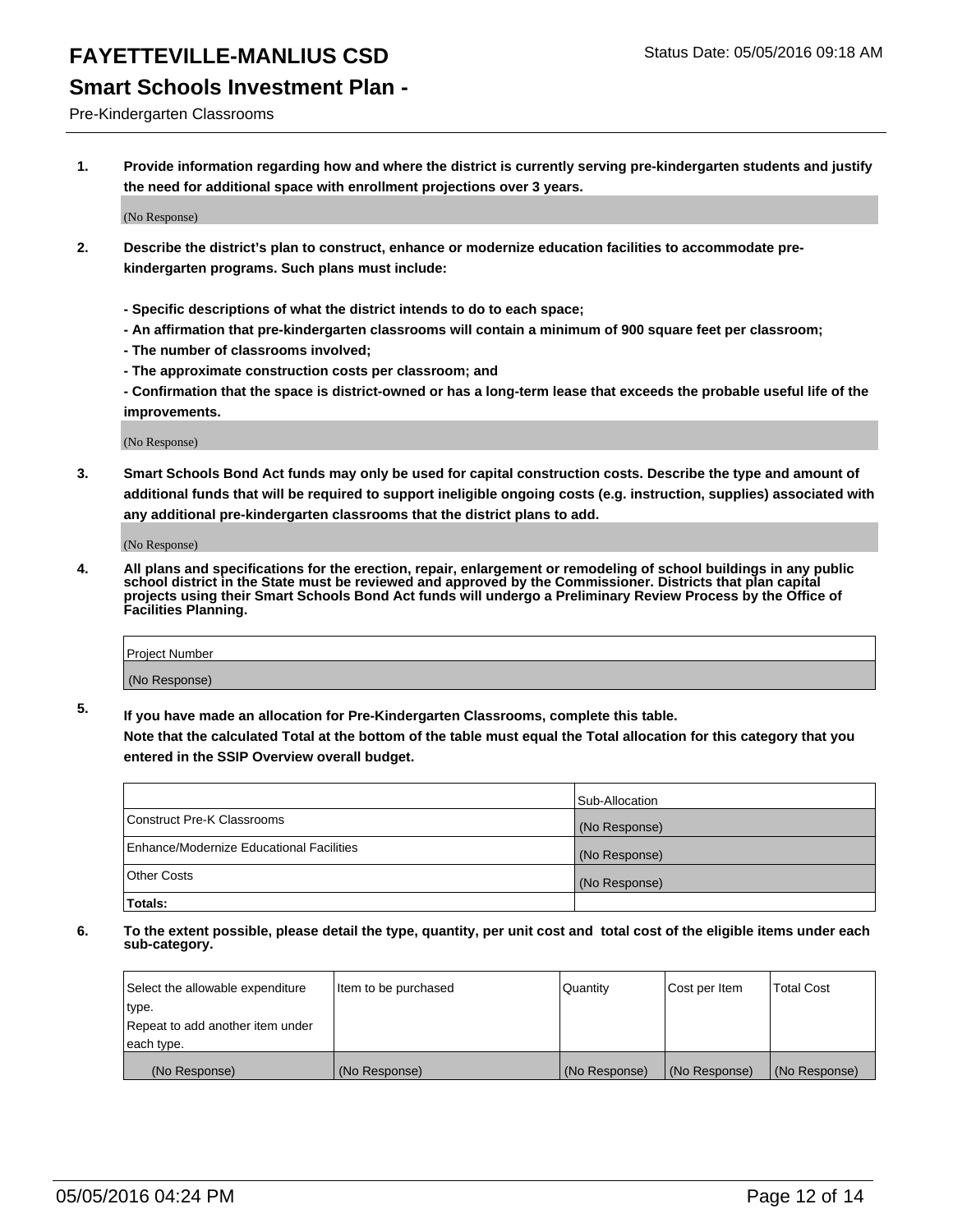# FAYETTEVILLE-MANLIUS CSD

Status Date: 05/05/2016 09:18 AM

## Smart Schools Investment Plan -

Pre-Kindergarten Classrooms

1. **Provide information regarding how and where the district is currently serving pre-kindergarten students and justify the need for additional space with enrollment projections over 3 years.**

   (No Response)

2. **Describe the district's plan to construct, enhance or modernize education facilities to accommodate pre-kindergarten programs. Such plans must include:**

   **- Specific descriptions of what the district intends to do to each space;**
   **- An affirmation that pre-kindergarten classrooms will contain a minimum of 900 square feet per classroom;**
   **- The number of classrooms involved;**
   **- The approximate construction costs per classroom; and**
   **- Confirmation that the space is district-owned or has a long-term lease that exceeds the probable useful life of the improvements.**

   (No Response)

3. **Smart Schools Bond Act funds may only be used for capital construction costs. Describe the type and amount of additional funds that will be required to support ineligible ongoing costs (e.g. instruction, supplies) associated with any additional pre-kindergarten classrooms that the district plans to add.**

   (No Response)

4. **All plans and specifications for the erection, repair, enlargement or remodeling of school buildings in any public school district in the State must be reviewed and approved by the Commissioner. Districts that plan capital projects using their Smart Schools Bond Act funds will undergo a Preliminary Review Process by the Office of Facilities Planning.**

| Project Number |
| --- |
| (No Response) |

5. **If you have made an allocation for Pre-Kindergarten Classrooms, complete this table.**
   **Note that the calculated Total at the bottom of the table must equal the Total allocation for this category that you entered in the SSIP Overview overall budget.**

| | Sub-Allocation |
| --- | --- |
| Construct Pre-K Classrooms | (No Response) |
| Enhance/Modernize Educational Facilities | (No Response) |
| Other Costs | (No Response) |
| **Totals:** | |

6. **To the extent possible, please detail the type, quantity, per unit cost and total cost of the eligible items under each sub-category.**

| Select the allowable expenditure type. Repeat to add another item under each type. | Item to be purchased | Quantity | Cost per Item | Total Cost |
| --- | --- | --- | --- | --- |
| (No Response) | (No Response) | (No Response) | (No Response) | (No Response) |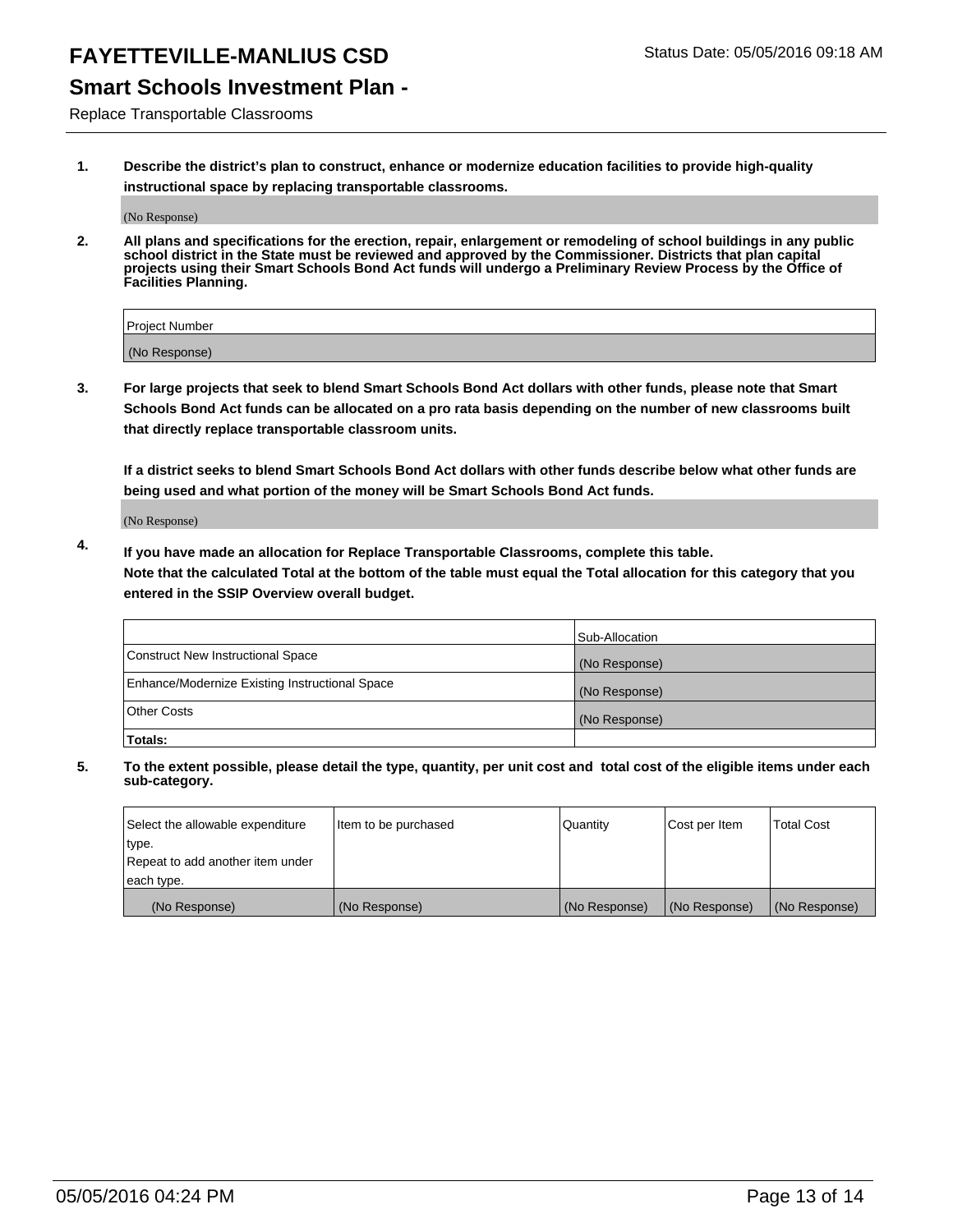# FAYETTEVILLE-MANLIUS CSD

Status Date: 05/05/2016 09:18 AM

## Smart Schools Investment Plan -

Replace Transportable Classrooms

**1. Describe the district's plan to construct, enhance or modernize education facilities to provide high-quality instructional space by replacing transportable classrooms.**

(No Response)

**2. All plans and specifications for the erection, repair, enlargement or remodeling of school buildings in any public school district in the State must be reviewed and approved by the Commissioner. Districts that plan capital projects using their Smart Schools Bond Act funds will undergo a Preliminary Review Process by the Office of Facilities Planning.**

| Project Number |
|---|
| (No Response) |

**3. For large projects that seek to blend Smart Schools Bond Act dollars with other funds, please note that Smart Schools Bond Act funds can be allocated on a pro rata basis depending on the number of new classrooms built that directly replace transportable classroom units.**

**If a district seeks to blend Smart Schools Bond Act dollars with other funds describe below what other funds are being used and what portion of the money will be Smart Schools Bond Act funds.**

(No Response)

**4. If you have made an allocation for Replace Transportable Classrooms, complete this table. Note that the calculated Total at the bottom of the table must equal the Total allocation for this category that you entered in the SSIP Overview overall budget.**

| | Sub-Allocation |
|---|---|
| Construct New Instructional Space | (No Response) |
| Enhance/Modernize Existing Instructional Space | (No Response) |
| Other Costs | (No Response) |
| **Totals:** | |

**5. To the extent possible, please detail the type, quantity, per unit cost and total cost of the eligible items under each sub-category.**

| Select the allowable expenditure type. Repeat to add another item under each type. | Item to be purchased | Quantity | Cost per Item | Total Cost |
|---|---|---|---|---|
| (No Response) | (No Response) | (No Response) | (No Response) | (No Response) |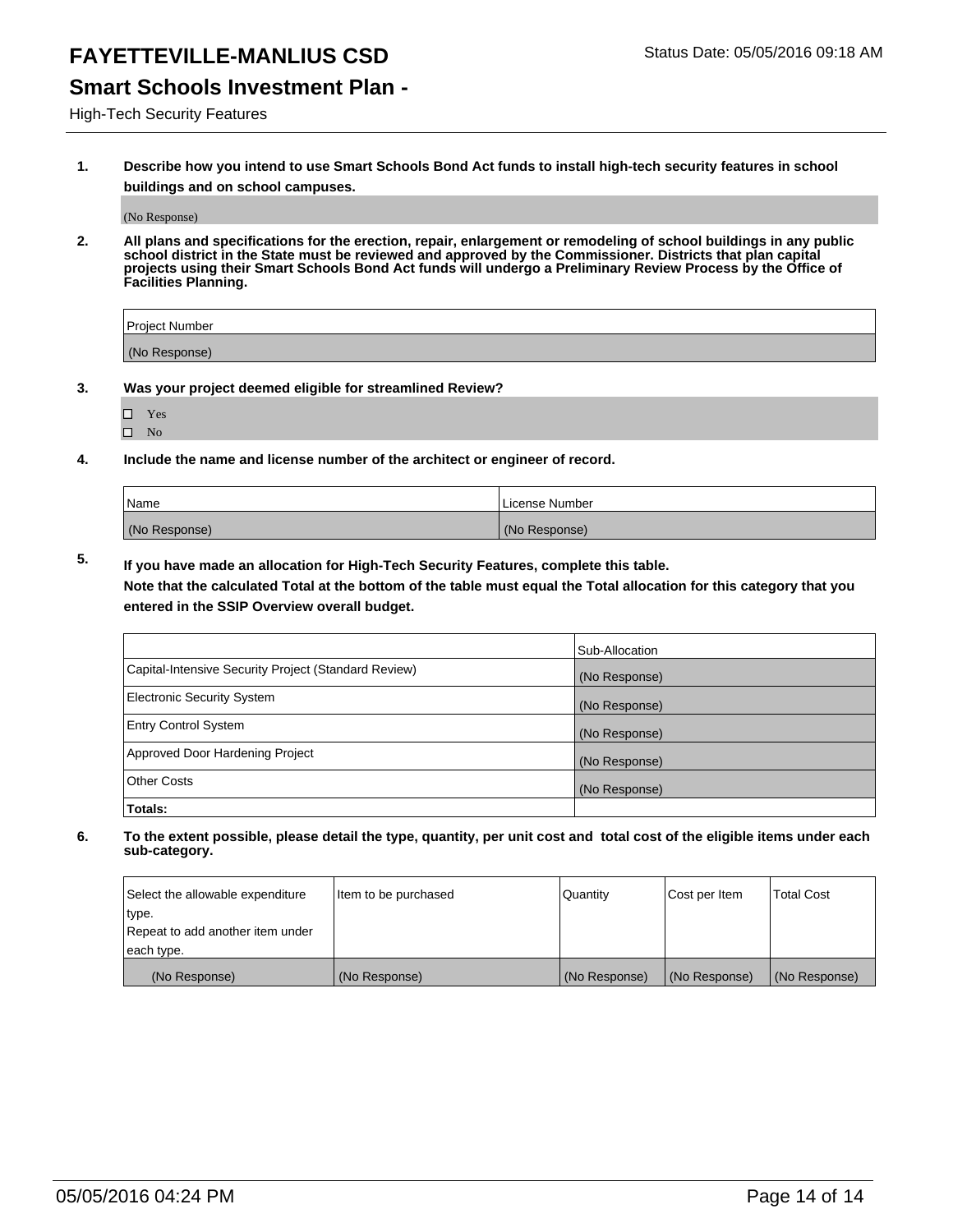# FAYETTEVILLE-MANLIUS CSD

Status Date: 05/05/2016 09:18 AM

## Smart Schools Investment Plan -

High-Tech Security Features

**1. Describe how you intend to use Smart Schools Bond Act funds to install high-tech security features in school buildings and on school campuses.**

(No Response)

**2. All plans and specifications for the erection, repair, enlargement or remodeling of school buildings in any public school district in the State must be reviewed and approved by the Commissioner. Districts that plan capital projects using their Smart Schools Bond Act funds will undergo a Preliminary Review Process by the Office of Facilities Planning.**

| Project Number |
| --- |
| (No Response) |

**3. Was your project deemed eligible for streamlined Review?**

- ☐ Yes
- ☐ No

**4. Include the name and license number of the architect or engineer of record.**

| Name | License Number |
| --- | --- |
| (No Response) | (No Response) |

**5. If you have made an allocation for High-Tech Security Features, complete this table.**
**Note that the calculated Total at the bottom of the table must equal the Total allocation for this category that you entered in the SSIP Overview overall budget.**

| | Sub-Allocation |
| --- | --- |
| Capital-Intensive Security Project (Standard Review) | (No Response) |
| Electronic Security System | (No Response) |
| Entry Control System | (No Response) |
| Approved Door Hardening Project | (No Response) |
| Other Costs | (No Response) |
| **Totals:** | |

**6. To the extent possible, please detail the type, quantity, per unit cost and total cost of the eligible items under each sub-category.**

| Select the allowable expenditure type. Repeat to add another item under each type. | Item to be purchased | Quantity | Cost per Item | Total Cost |
| --- | --- | --- | --- | --- |
| (No Response) | (No Response) | (No Response) | (No Response) | (No Response) |